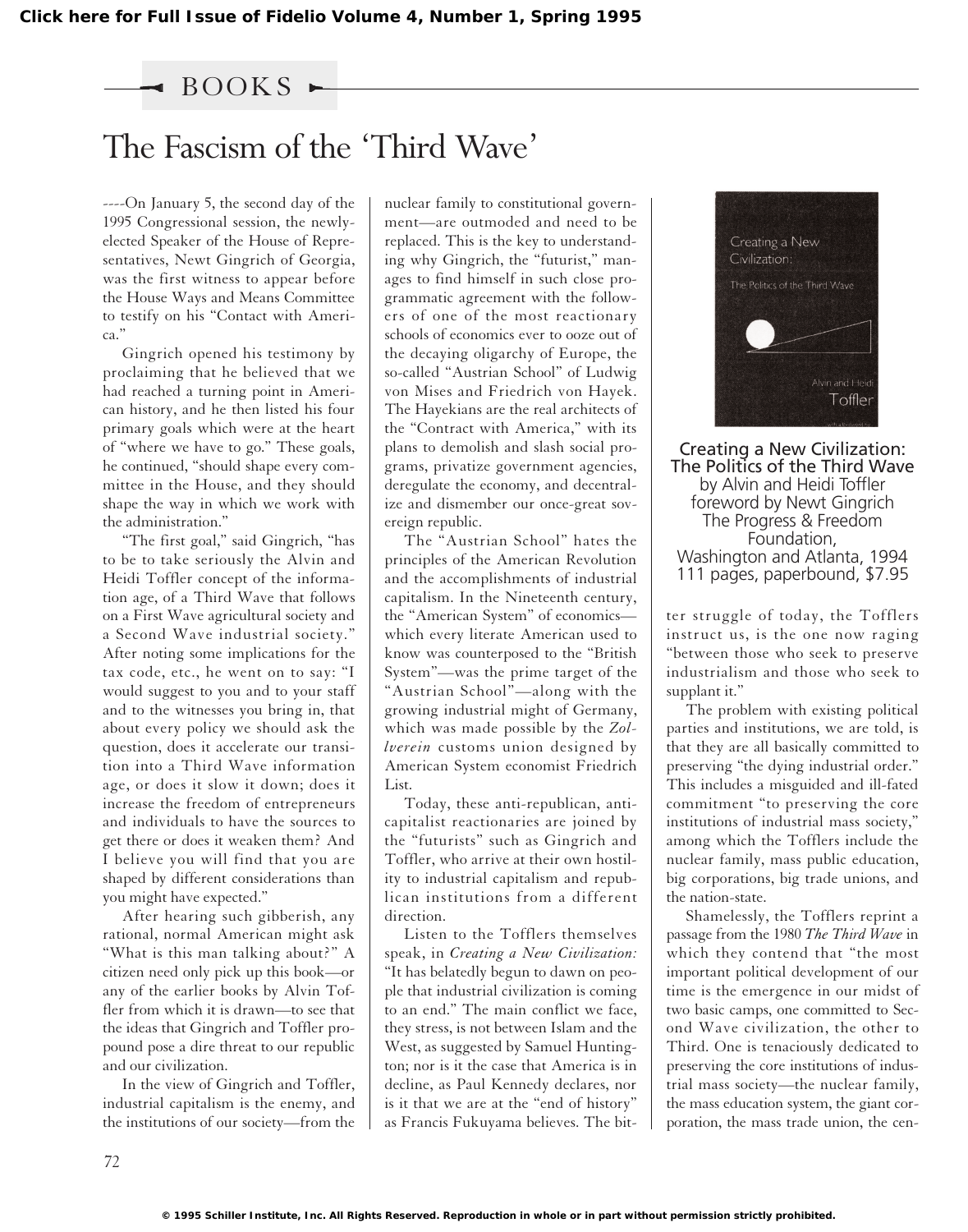Click here for Full Issue of Fidelio Volume 4, Number 1, Spring 1995

BOOKS

# The Fascism of the 'Third Wave'

**Creating a New Civilization: The Politics of the Third Wave**
by Alvin and Heidi Toffler
foreword by Newt Gingrich
The Progress & Freedom Foundation,
Washington and Atlanta, 1994
111 pages, paperbound, $7.95

----On January 5, the second day of the 1995 Congressional session, the newly-elected Speaker of the House of Representatives, Newt Gingrich of Georgia, was the first witness to appear before the House Ways and Means Committee to testify on his "Contact with America."

Gingrich opened his testimony by proclaiming that he believed that we had reached a turning point in American history, and he then listed his four primary goals which were at the heart of "where we have to go." These goals, he continued, "should shape every committee in the House, and they should shape the way in which we work with the administration."

"The first goal," said Gingrich, "has to be to take seriously the Alvin and Heidi Toffler concept of the information age, of a Third Wave that follows on a First Wave agricultural society and a Second Wave industrial society." After noting some implications for the tax code, etc., he went on to say: "I would suggest to you and to your staff and to the witnesses you bring in, that about every policy we should ask the question, does it accelerate our transition into a Third Wave information age, or does it slow it down; does it increase the freedom of entrepreneurs and individuals to have the sources to get there or does it weaken them? And I believe you will find that you are shaped by different considerations than you might have expected."

After hearing such gibberish, any rational, normal American might ask "What is this man talking about?" A citizen need only pick up this book—or any of the earlier books by Alvin Toffler from which it is drawn—to see that the ideas that Gingrich and Toffler propound pose a dire threat to our republic and our civilization.

In the view of Gingrich and Toffler, industrial capitalism is the enemy, and the institutions of our society—from the nuclear family to constitutional government—are outmoded and need to be replaced. This is the key to understanding why Gingrich, the "futurist," manages to find himself in such close programmatic agreement with the followers of one of the most reactionary schools of economics ever to ooze out of the decaying oligarchy of Europe, the so-called "Austrian School" of Ludwig von Mises and Friedrich von Hayek. The Hayekians are the real architects of the "Contract with America," with its plans to demolish and slash social programs, privatize government agencies, deregulate the economy, and decentralize and dismember our once-great sovereign republic.

The "Austrian School" hates the principles of the American Revolution and the accomplishments of industrial capitalism. In the Nineteenth century, the "American System" of economics—which every literate American used to know was counterposed to the "British System"—was the prime target of the "Austrian School"—along with the growing industrial might of Germany, which was made possible by the *Zollverein* customs union designed by American System economist Friedrich List.

Today, these anti-republican, anti-capitalist reactionaries are joined by the "futurists" such as Gingrich and Toffler, who arrive at their own hostility to industrial capitalism and republican institutions from a different direction.

Listen to the Tofflers themselves speak, in *Creating a New Civilization:* "It has belatedly begun to dawn on people that industrial civilization is coming to an end." The main conflict we face, they stress, is not between Islam and the West, as suggested by Samuel Huntington; nor is it the case that America is in decline, as Paul Kennedy declares, nor is it that we are at the "end of history" as Francis Fukuyama believes. The bitter struggle of today, the Tofflers instruct us, is the one now raging "between those who seek to preserve industrialism and those who seek to supplant it."

The problem with existing political parties and institutions, we are told, is that they are all basically committed to preserving "the dying industrial order." This includes a misguided and ill-fated commitment "to preserving the core institutions of industrial mass society," among which the Tofflers include the nuclear family, mass public education, big corporations, big trade unions, and the nation-state.

Shamelessly, the Tofflers reprint a passage from the 1980 *The Third Wave* in which they contend that "the most important political development of our time is the emergence in our midst of two basic camps, one committed to Second Wave civilization, the other to Third. One is tenaciously dedicated to preserving the core institutions of industrial mass society—the nuclear family, the mass education system, the giant corporation, the mass trade union, the cen-

© 1995 Schiller Institute, Inc. All Rights Reserved. Reproduction in whole or in part without permission strictly prohibited.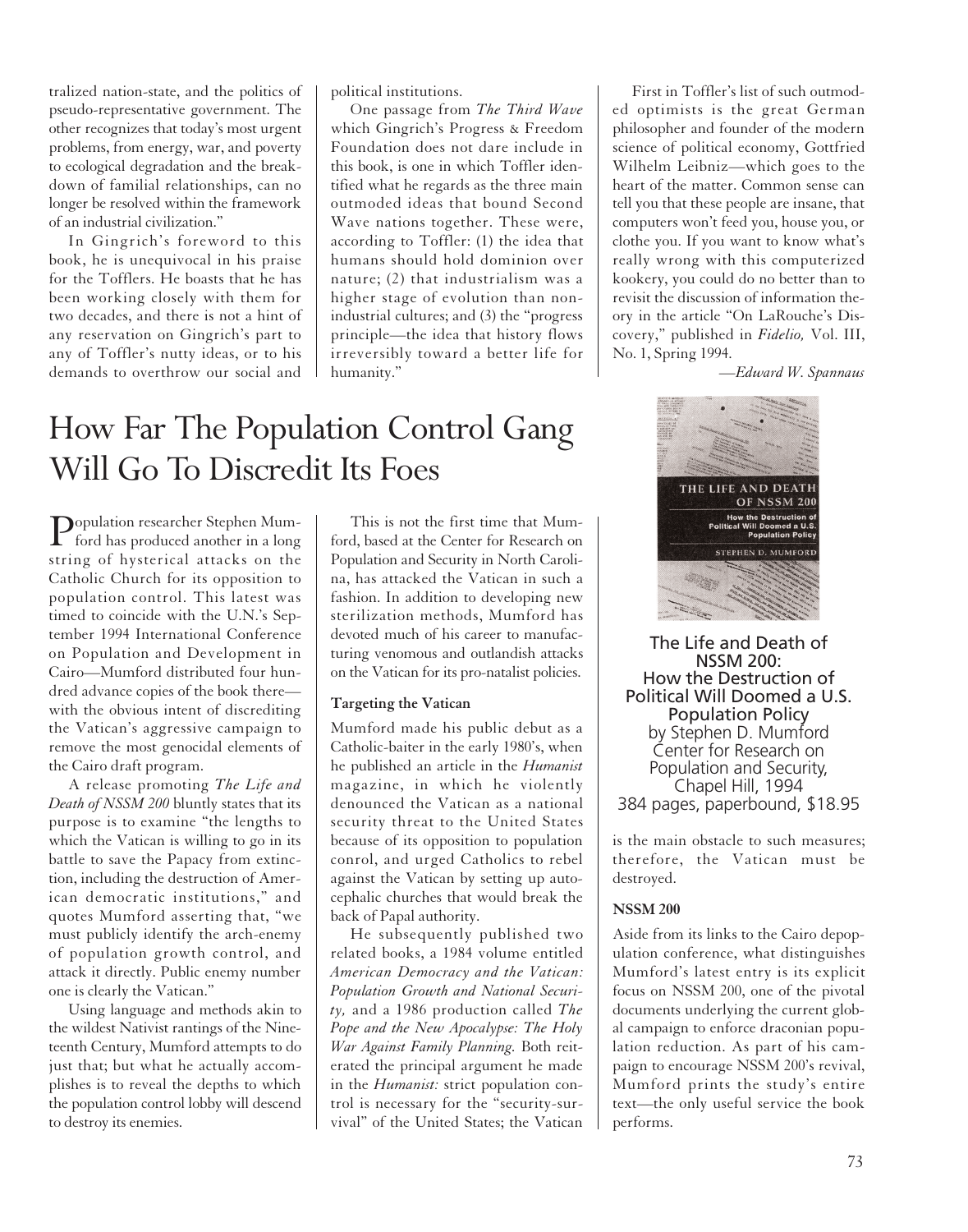tralized nation-state, and the politics of pseudo-representative government. The other recognizes that today's most urgent problems, from energy, war, and poverty to ecological degradation and the breakdown of familial relationships, can no longer be resolved within the framework of an industrial civilization."

In Gingrich's foreword to this book, he is unequivocal in his praise for the Tofflers. He boasts that he has been working closely with them for two decades, and there is not a hint of any reservation on Gingrich's part to any of Toffler's nutty ideas, or to his demands to overthrow our social and political institutions.

One passage from *The Third Wave* which Gingrich's Progress & Freedom Foundation does not dare include in this book, is one in which Toffler identified what he regards as the three main outmoded ideas that bound Second Wave nations together. These were, according to Toffler: (1) the idea that humans should hold dominion over nature; (2) that industrialism was a higher stage of evolution than non-industrial cultures; and (3) the "progress principle—the idea that history flows irreversibly toward a better life for humanity."

First in Toffler's list of such outmoded optimists is the great German philosopher and founder of the modern science of political economy, Gottfried Wilhelm Leibniz—which goes to the heart of the matter. Common sense can tell you that these people are insane, that computers won't feed you, house you, or clothe you. If you want to know what's really wrong with this computerized kookery, you could do no better than to revisit the discussion of information theory in the article "On LaRouche's Discovery," published in *Fidelio,* Vol. III, No. 1, Spring 1994.

*—Edward W. Spannaus*

# How Far The Population Control Gang Will Go To Discredit Its Foes

Population researcher Stephen Mumford has produced another in a long string of hysterical attacks on the Catholic Church for its opposition to population control. This latest was timed to coincide with the U.N.'s September 1994 International Conference on Population and Development in Cairo—Mumford distributed four hundred advance copies of the book there—with the obvious intent of discrediting the Vatican's aggressive campaign to remove the most genocidal elements of the Cairo draft program.

A release promoting *The Life and Death of NSSM 200* bluntly states that its purpose is to examine "the lengths to which the Vatican is willing to go in its battle to save the Papacy from extinction, including the destruction of American democratic institutions," and quotes Mumford asserting that, "we must publicly identify the arch-enemy of population growth control, and attack it directly. Public enemy number one is clearly the Vatican."

Using language and methods akin to the wildest Nativist rantings of the Nineteenth Century, Mumford attempts to do just that; but what he actually accomplishes is to reveal the depths to which the population control lobby will descend to destroy its enemies.

This is not the first time that Mumford, based at the Center for Research on Population and Security in North Carolina, has attacked the Vatican in such a fashion. In addition to developing new sterilization methods, Mumford has devoted much of his career to manufacturing venomous and outlandish attacks on the Vatican for its pro-natalist policies.

### Targeting the Vatican

Mumford made his public debut as a Catholic-baiter in the early 1980's, when he published an article in the *Humanist* magazine, in which he violently denounced the Vatican as a national security threat to the United States because of its opposition to population conrol, and urged Catholics to rebel against the Vatican by setting up autocephalic churches that would break the back of Papal authority.

He subsequently published two related books, a 1984 volume entitled *American Democracy and the Vatican: Population Growth and National Security,* and a 1986 production called *The Pope and the New Apocalypse: The Holy War Against Family Planning.* Both reiterated the principal argument he made in the *Humanist:* strict population control is necessary for the "security-survival" of the United States; the Vatican is the main obstacle to such measures; therefore, the Vatican must be destroyed.

The Life and Death of NSSM 200: How the Destruction of Political Will Doomed a U.S. Population Policy
by Stephen D. Mumford
Center for Research on Population and Security, Chapel Hill, 1994
384 pages, paperbound, $18.95

### NSSM 200

Aside from its links to the Cairo depopulation conference, what distinguishes Mumford's latest entry is its explicit focus on NSSM 200, one of the pivotal documents underlying the current global campaign to enforce draconian population reduction. As part of his campaign to encourage NSSM 200's revival, Mumford prints the study's entire text—the only useful service the book performs.